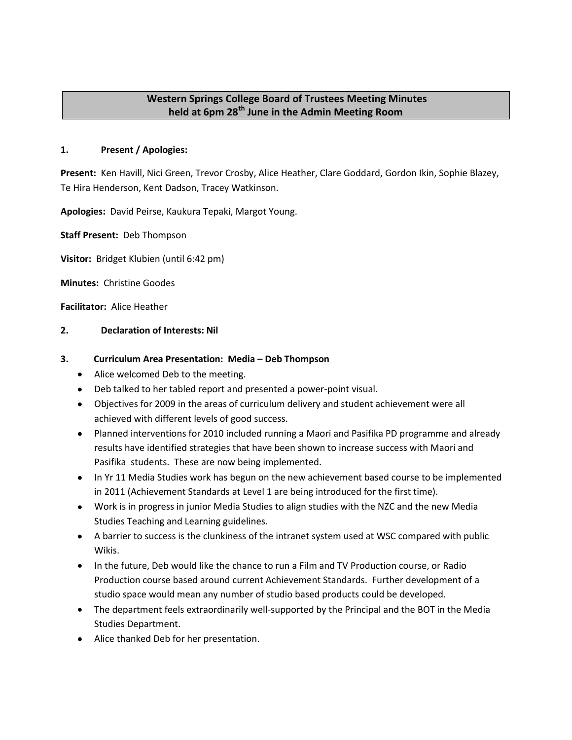# Western Springs College Board of Trustees Meeting Minutes held at 6pm 28th June in the Admin Meeting Room

**1. Present / Apologies:**

**Present:** Ken Havill, Nici Green, Trevor Crosby, Alice Heather, Clare Goddard, Gordon Ikin, Sophie Blazey, Te Hira Henderson, Kent Dadson, Tracey Watkinson.

**Apologies:** David Peirse, Kaukura Tepaki, Margot Young.

**Staff Present:** Deb Thompson

**Visitor:** Bridget Klubien (until 6:42 pm)

**Minutes:** Christine Goodes

**Facilitator:** Alice Heather

**2. Declaration of Interests: Nil**

**3. Curriculum Area Presentation: Media – Deb Thompson**

- Alice welcomed Deb to the meeting.
- Deb talked to her tabled report and presented a power-point visual.
- Objectives for 2009 in the areas of curriculum delivery and student achievement were all achieved with different levels of good success.
- Planned interventions for 2010 included running a Maori and Pasifika PD programme and already results have identified strategies that have been shown to increase success with Maori and Pasifika students. These are now being implemented.
- In Yr 11 Media Studies work has begun on the new achievement based course to be implemented in 2011 (Achievement Standards at Level 1 are being introduced for the first time).
- Work is in progress in junior Media Studies to align studies with the NZC and the new Media Studies Teaching and Learning guidelines.
- A barrier to success is the clunkiness of the intranet system used at WSC compared with public Wikis.
- In the future, Deb would like the chance to run a Film and TV Production course, or Radio Production course based around current Achievement Standards. Further development of a studio space would mean any number of studio based products could be developed.
- The department feels extraordinarily well-supported by the Principal and the BOT in the Media Studies Department.
- Alice thanked Deb for her presentation.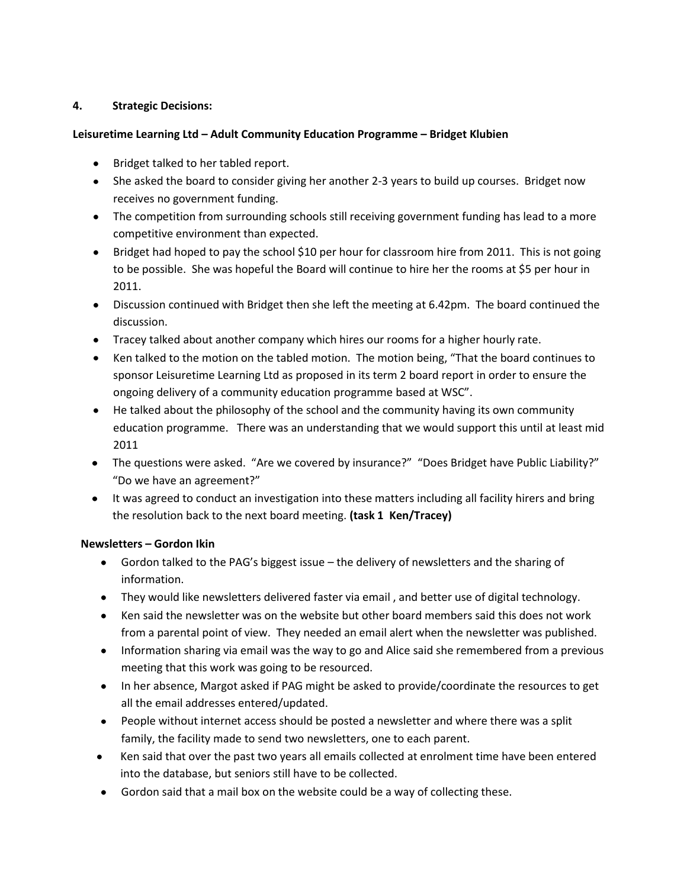**4. Strategic Decisions:**

**Leisuretime Learning Ltd – Adult Community Education Programme – Bridget Klubien**

- Bridget talked to her tabled report.
- She asked the board to consider giving her another 2-3 years to build up courses. Bridget now receives no government funding.
- The competition from surrounding schools still receiving government funding has lead to a more competitive environment than expected.
- Bridget had hoped to pay the school $10 per hour for classroom hire from 2011. This is not going to be possible. She was hopeful the Board will continue to hire her the rooms at $5 per hour in 2011.
- Discussion continued with Bridget then she left the meeting at 6.42pm. The board continued the discussion.
- Tracey talked about another company which hires our rooms for a higher hourly rate.
- Ken talked to the motion on the tabled motion. The motion being, "That the board continues to sponsor Leisuretime Learning Ltd as proposed in its term 2 board report in order to ensure the ongoing delivery of a community education programme based at WSC".
- He talked about the philosophy of the school and the community having its own community education programme. There was an understanding that we would support this until at least mid 2011
- The questions were asked. "Are we covered by insurance?" "Does Bridget have Public Liability?" "Do we have an agreement?"
- It was agreed to conduct an investigation into these matters including all facility hirers and bring the resolution back to the next board meeting. **(task 1 Ken/Tracey)**

**Newsletters – Gordon Ikin**

- Gordon talked to the PAG's biggest issue – the delivery of newsletters and the sharing of information.
- They would like newsletters delivered faster via email , and better use of digital technology.
- Ken said the newsletter was on the website but other board members said this does not work from a parental point of view. They needed an email alert when the newsletter was published.
- Information sharing via email was the way to go and Alice said she remembered from a previous meeting that this work was going to be resourced.
- In her absence, Margot asked if PAG might be asked to provide/coordinate the resources to get all the email addresses entered/updated.
- People without internet access should be posted a newsletter and where there was a split family, the facility made to send two newsletters, one to each parent.
- Ken said that over the past two years all emails collected at enrolment time have been entered into the database, but seniors still have to be collected.
- Gordon said that a mail box on the website could be a way of collecting these.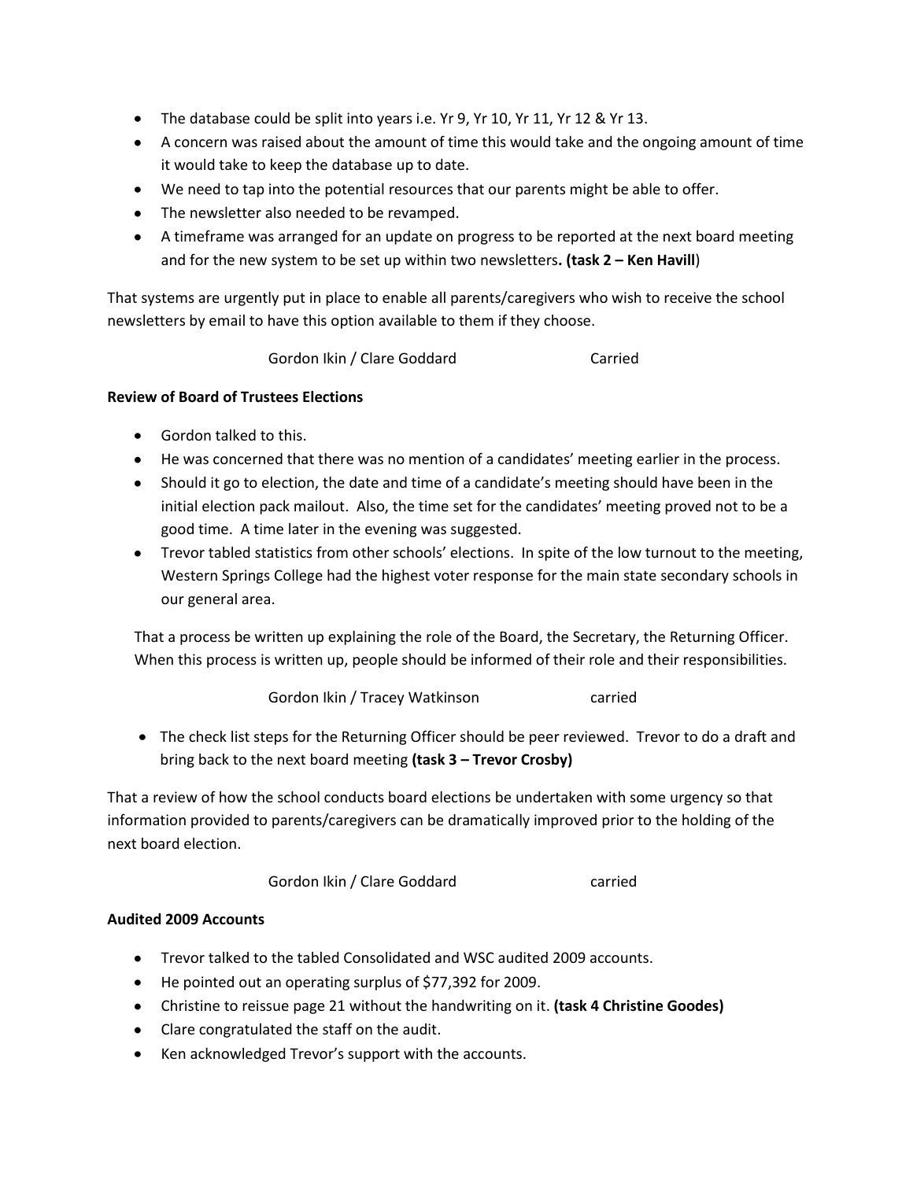- The database could be split into years i.e. Yr 9, Yr 10, Yr 11, Yr 12 & Yr 13.
- A concern was raised about the amount of time this would take and the ongoing amount of time it would take to keep the database up to date.
- We need to tap into the potential resources that our parents might be able to offer.
- The newsletter also needed to be revamped.
- A timeframe was arranged for an update on progress to be reported at the next board meeting and for the new system to be set up within two newsletters**. (task 2 – Ken Havill**)

That systems are urgently put in place to enable all parents/caregivers who wish to receive the school newsletters by email to have this option available to them if they choose.

Gordon Ikin / Clare Goddard Carried

**Review of Board of Trustees Elections**

- Gordon talked to this.
- He was concerned that there was no mention of a candidates' meeting earlier in the process.
- Should it go to election, the date and time of a candidate's meeting should have been in the initial election pack mailout. Also, the time set for the candidates' meeting proved not to be a good time. A time later in the evening was suggested.
- Trevor tabled statistics from other schools' elections. In spite of the low turnout to the meeting, Western Springs College had the highest voter response for the main state secondary schools in our general area.

That a process be written up explaining the role of the Board, the Secretary, the Returning Officer. When this process is written up, people should be informed of their role and their responsibilities.

Gordon Ikin / Tracey Watkinson carried

- The check list steps for the Returning Officer should be peer reviewed. Trevor to do a draft and bring back to the next board meeting **(task 3 – Trevor Crosby)**

That a review of how the school conducts board elections be undertaken with some urgency so that information provided to parents/caregivers can be dramatically improved prior to the holding of the next board election.

Gordon Ikin / Clare Goddard carried

**Audited 2009 Accounts**

- Trevor talked to the tabled Consolidated and WSC audited 2009 accounts.
- He pointed out an operating surplus of $77,392 for 2009.
- Christine to reissue page 21 without the handwriting on it. **(task 4 Christine Goodes)**
- Clare congratulated the staff on the audit.
- Ken acknowledged Trevor's support with the accounts.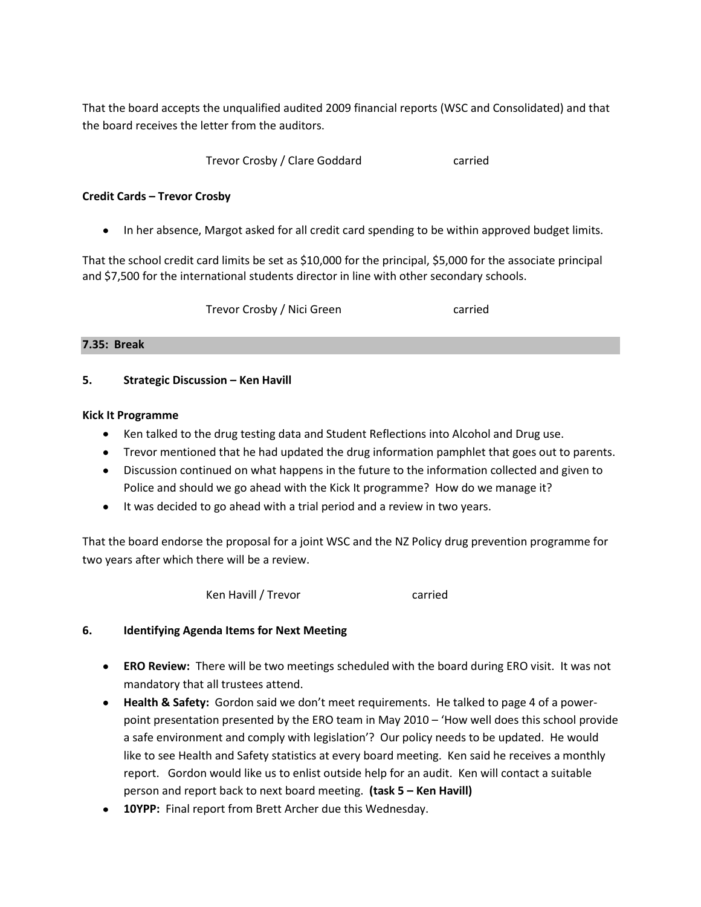That the board accepts the unqualified audited 2009 financial reports (WSC and Consolidated) and that the board receives the letter from the auditors.

Trevor Crosby / Clare Goddard carried

**Credit Cards – Trevor Crosby**

- In her absence, Margot asked for all credit card spending to be within approved budget limits.

That the school credit card limits be set as $10,000 for the principal, $5,000 for the associate principal and $7,500 for the international students director in line with other secondary schools.

Trevor Crosby / Nici Green carried

**7.35: Break**

## 5. Strategic Discussion – Ken Havill

**Kick It Programme**

- Ken talked to the drug testing data and Student Reflections into Alcohol and Drug use.
- Trevor mentioned that he had updated the drug information pamphlet that goes out to parents.
- Discussion continued on what happens in the future to the information collected and given to Police and should we go ahead with the Kick It programme? How do we manage it?
- It was decided to go ahead with a trial period and a review in two years.

That the board endorse the proposal for a joint WSC and the NZ Policy drug prevention programme for two years after which there will be a review.

Ken Havill / Trevor carried

## 6. Identifying Agenda Items for Next Meeting

- **ERO Review:** There will be two meetings scheduled with the board during ERO visit. It was not mandatory that all trustees attend.
- **Health & Safety:** Gordon said we don't meet requirements. He talked to page 4 of a power-point presentation presented by the ERO team in May 2010 – 'How well does this school provide a safe environment and comply with legislation'? Our policy needs to be updated. He would like to see Health and Safety statistics at every board meeting. Ken said he receives a monthly report. Gordon would like us to enlist outside help for an audit. Ken will contact a suitable person and report back to next board meeting. **(task 5 – Ken Havill)**
- **10YPP:** Final report from Brett Archer due this Wednesday.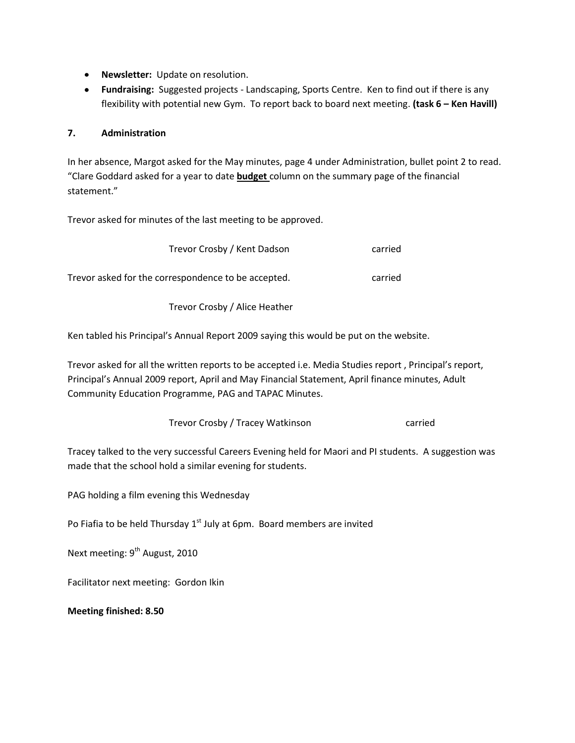- **Newsletter:** Update on resolution.
- **Fundraising:** Suggested projects - Landscaping, Sports Centre. Ken to find out if there is any flexibility with potential new Gym. To report back to board next meeting. **(task 6 – Ken Havill)**

## 7. Administration

In her absence, Margot asked for the May minutes, page 4 under Administration, bullet point 2 to read. "Clare Goddard asked for a year to date **budget** column on the summary page of the financial statement."

Trevor asked for minutes of the last meeting to be approved.

Trevor Crosby / Kent Dadson carried

Trevor asked for the correspondence to be accepted. carried

Trevor Crosby / Alice Heather

Ken tabled his Principal's Annual Report 2009 saying this would be put on the website.

Trevor asked for all the written reports to be accepted i.e. Media Studies report , Principal's report, Principal's Annual 2009 report, April and May Financial Statement, April finance minutes, Adult Community Education Programme, PAG and TAPAC Minutes.

Trevor Crosby / Tracey Watkinson carried

Tracey talked to the very successful Careers Evening held for Maori and PI students. A suggestion was made that the school hold a similar evening for students.

PAG holding a film evening this Wednesday

Po Fiafia to be held Thursday 1st July at 6pm. Board members are invited

Next meeting: 9th August, 2010

Facilitator next meeting: Gordon Ikin

**Meeting finished: 8.50**